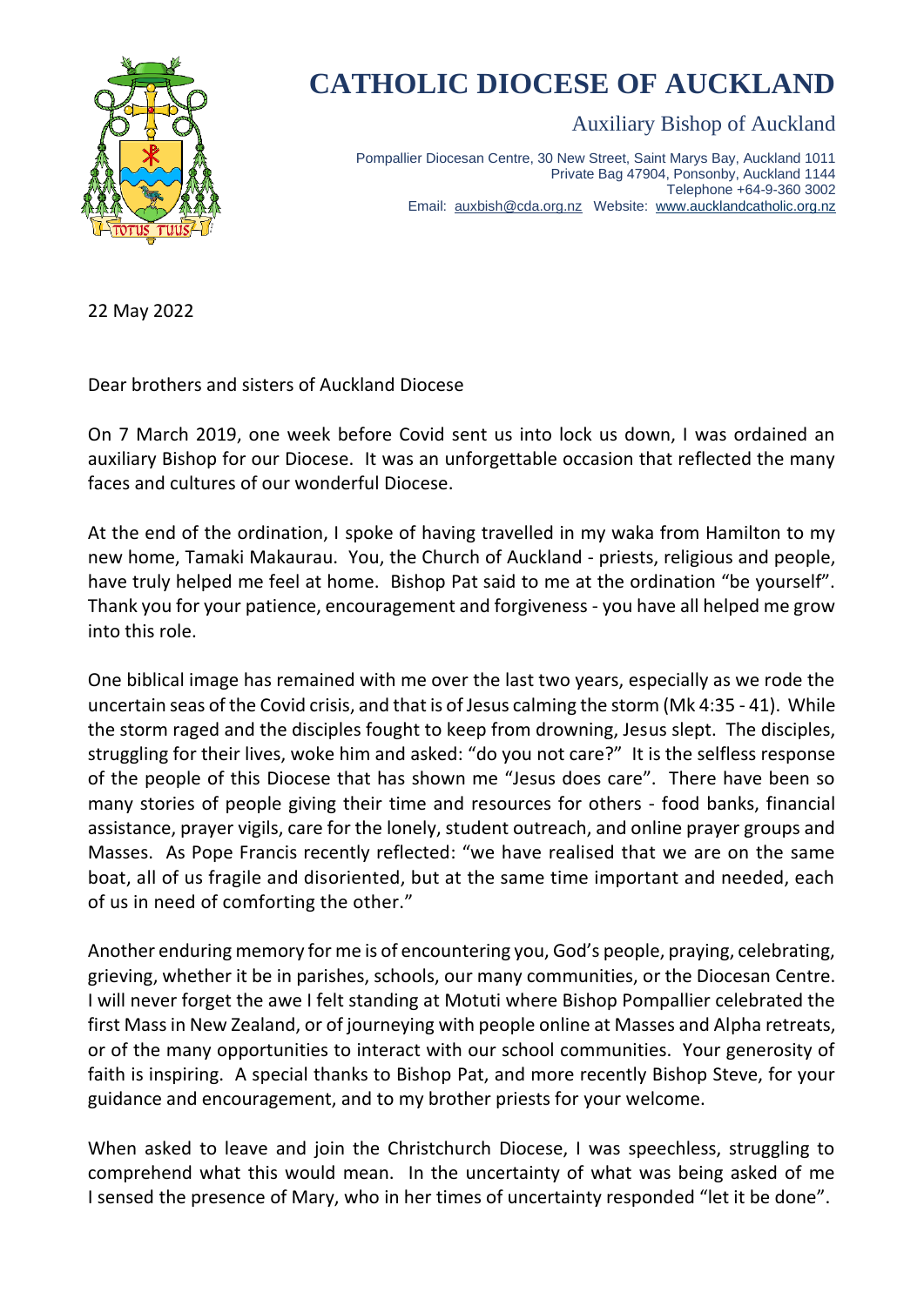# CATHOLIC DIOCESE OF AUCKLAND

Auxiliary Bishop of Auckland

Pompallier Diocesan Centre, 30 New Street, Saint Marys Bay, Auckland 1011
Private Bag 47904, Ponsonby, Auckland 1144
Telephone +64-9-360 3002
Email: auxbish@cda.org.nz Website: www.aucklandcatholic.org.nz

22 May 2022

Dear brothers and sisters of Auckland Diocese

On 7 March 2019, one week before Covid sent us into lock us down, I was ordained an auxiliary Bishop for our Diocese. It was an unforgettable occasion that reflected the many faces and cultures of our wonderful Diocese.

At the end of the ordination, I spoke of having travelled in my waka from Hamilton to my new home, Tamaki Makaurau. You, the Church of Auckland - priests, religious and people, have truly helped me feel at home. Bishop Pat said to me at the ordination "be yourself". Thank you for your patience, encouragement and forgiveness - you have all helped me grow into this role.

One biblical image has remained with me over the last two years, especially as we rode the uncertain seas of the Covid crisis, and that is of Jesus calming the storm (Mk 4:35 - 41). While the storm raged and the disciples fought to keep from drowning, Jesus slept. The disciples, struggling for their lives, woke him and asked: "do you not care?" It is the selfless response of the people of this Diocese that has shown me "Jesus does care". There have been so many stories of people giving their time and resources for others - food banks, financial assistance, prayer vigils, care for the lonely, student outreach, and online prayer groups and Masses. As Pope Francis recently reflected: "we have realised that we are on the same boat, all of us fragile and disoriented, but at the same time important and needed, each of us in need of comforting the other."

Another enduring memory for me is of encountering you, God's people, praying, celebrating, grieving, whether it be in parishes, schools, our many communities, or the Diocesan Centre. I will never forget the awe I felt standing at Motuti where Bishop Pompallier celebrated the first Mass in New Zealand, or of journeying with people online at Masses and Alpha retreats, or of the many opportunities to interact with our school communities. Your generosity of faith is inspiring. A special thanks to Bishop Pat, and more recently Bishop Steve, for your guidance and encouragement, and to my brother priests for your welcome.

When asked to leave and join the Christchurch Diocese, I was speechless, struggling to comprehend what this would mean. In the uncertainty of what was being asked of me I sensed the presence of Mary, who in her times of uncertainty responded "let it be done".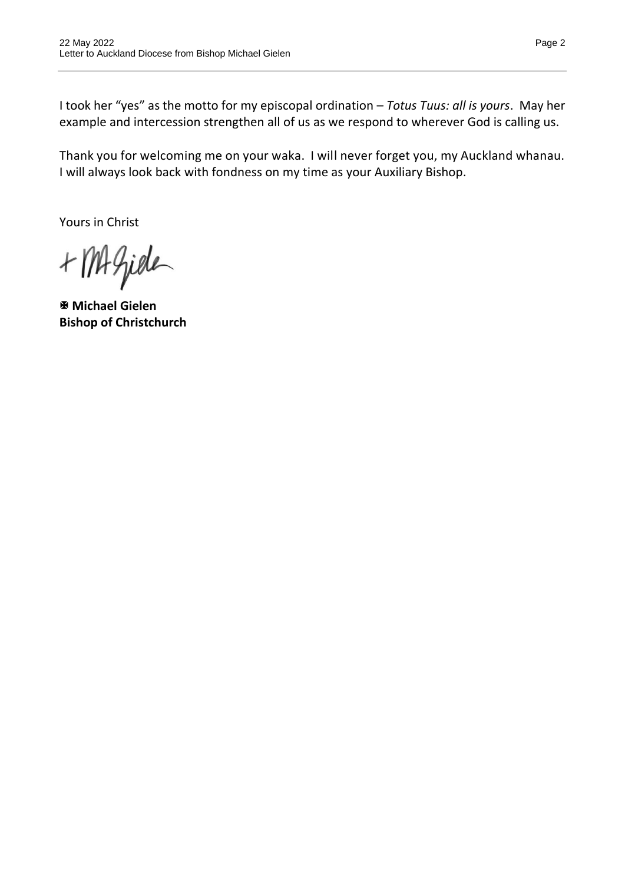I took her "yes" as the motto for my episcopal ordination – *Totus Tuus: all is yours*. May her example and intercession strengthen all of us as we respond to wherever God is calling us.

Thank you for welcoming me on your waka. I will never forget you, my Auckland whanau. I will always look back with fondness on my time as your Auxiliary Bishop.

Yours in Christ

+ M Gielen

**✠ Michael Gielen**
**Bishop of Christchurch**